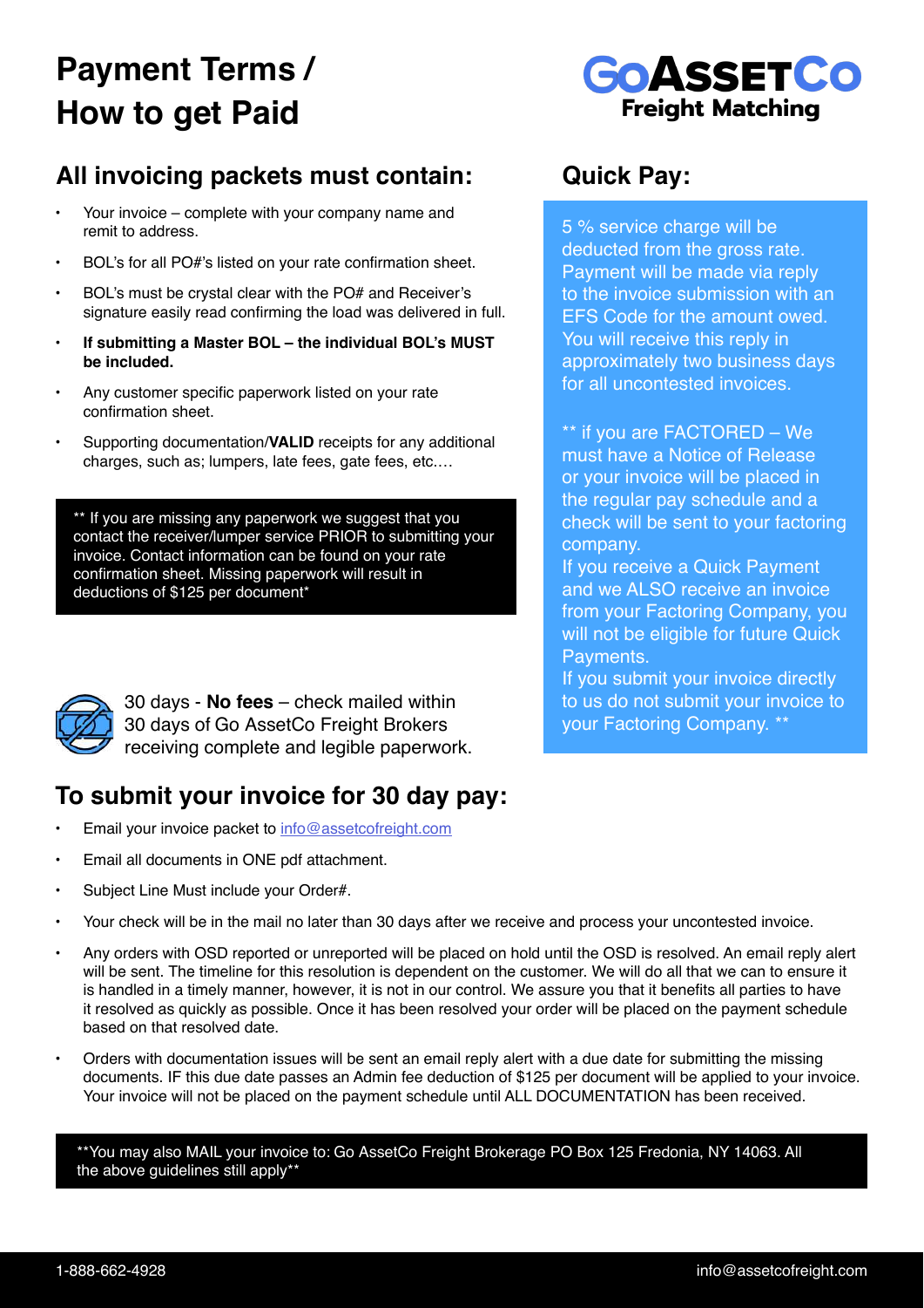# Payment Terms / How to get Paid

**GoAssetCo**
**Freight Matching**

## All invoicing packets must contain:

- Your invoice – complete with your company name and remit to address.
- BOL's for all PO#'s listed on your rate confirmation sheet.
- BOL's must be crystal clear with the PO# and Receiver's signature easily read confirming the load was delivered in full.
- **If submitting a Master BOL – the individual BOL's MUST be included.**
- Any customer specific paperwork listed on your rate confirmation sheet.
- Supporting documentation/**VALID** receipts for any additional charges, such as; lumpers, late fees, gate fees, etc.…

** If you are missing any paperwork we suggest that you contact the receiver/lumper service PRIOR to submitting your invoice. Contact information can be found on your rate confirmation sheet. Missing paperwork will result in deductions of $125 per document*

30 days - **No fees** – check mailed within 30 days of Go AssetCo Freight Brokers receiving complete and legible paperwork.

## Quick Pay:

5 % service charge will be deducted from the gross rate. Payment will be made via reply to the invoice submission with an EFS Code for the amount owed. You will receive this reply in approximately two business days for all uncontested invoices.

** if you are FACTORED – We must have a Notice of Release or your invoice will be placed in the regular pay schedule and a check will be sent to your factoring company.
If you receive a Quick Payment and we ALSO receive an invoice from your Factoring Company, you will not be eligible for future Quick Payments.
If you submit your invoice directly to us do not submit your invoice to your Factoring Company. **

## To submit your invoice for 30 day pay:

- Email your invoice packet to info@assetcofreight.com
- Email all documents in ONE pdf attachment.
- Subject Line Must include your Order#.
- Your check will be in the mail no later than 30 days after we receive and process your uncontested invoice.
- Any orders with OSD reported or unreported will be placed on hold until the OSD is resolved. An email reply alert will be sent. The timeline for this resolution is dependent on the customer. We will do all that we can to ensure it is handled in a timely manner, however, it is not in our control. We assure you that it benefits all parties to have it resolved as quickly as possible. Once it has been resolved your order will be placed on the payment schedule based on that resolved date.
- Orders with documentation issues will be sent an email reply alert with a due date for submitting the missing documents. IF this due date passes an Admin fee deduction of $125 per document will be applied to your invoice. Your invoice will not be placed on the payment schedule until ALL DOCUMENTATION has been received.

**You may also MAIL your invoice to: Go AssetCo Freight Brokerage PO Box 125 Fredonia, NY 14063. All the above guidelines still apply**

1-888-662-4928 info@assetcofreight.com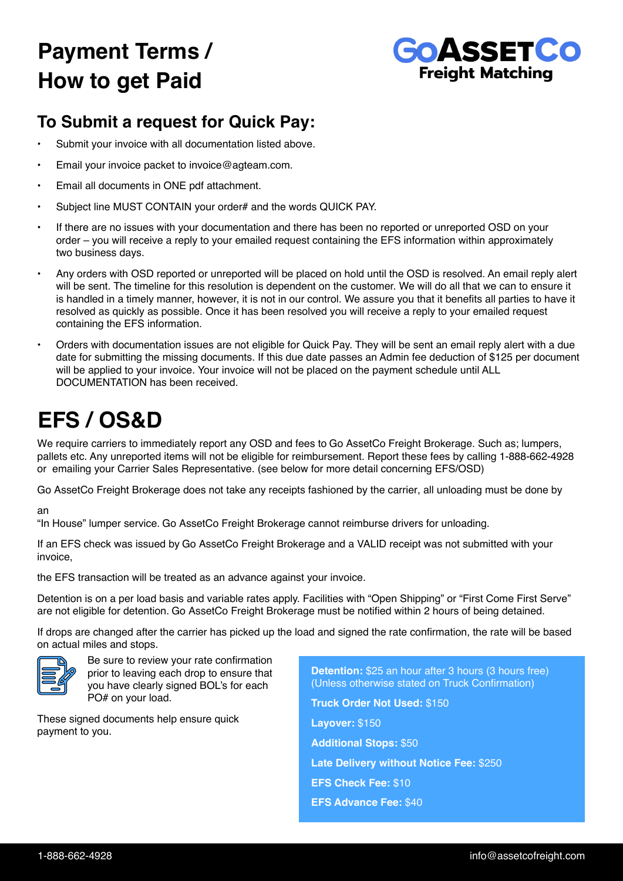# Payment Terms / How to get Paid

GoAssetCo Freight Matching

## To Submit a request for Quick Pay:

- Submit your invoice with all documentation listed above.
- Email your invoice packet to invoice@agteam.com.
- Email all documents in ONE pdf attachment.
- Subject line MUST CONTAIN your order# and the words QUICK PAY.
- If there are no issues with your documentation and there has been no reported or unreported OSD on your order – you will receive a reply to your emailed request containing the EFS information within approximately two business days.
- Any orders with OSD reported or unreported will be placed on hold until the OSD is resolved. An email reply alert will be sent. The timeline for this resolution is dependent on the customer. We will do all that we can to ensure it is handled in a timely manner, however, it is not in our control. We assure you that it benefits all parties to have it resolved as quickly as possible. Once it has been resolved you will receive a reply to your emailed request containing the EFS information.
- Orders with documentation issues are not eligible for Quick Pay. They will be sent an email reply alert with a due date for submitting the missing documents. If this due date passes an Admin fee deduction of $125 per document will be applied to your invoice. Your invoice will not be placed on the payment schedule until ALL DOCUMENTATION has been received.

# EFS / OS&D

We require carriers to immediately report any OSD and fees to Go AssetCo Freight Brokerage. Such as; lumpers, pallets etc. Any unreported items will not be eligible for reimbursement. Report these fees by calling 1-888-662-4928 or emailing your Carrier Sales Representative. (see below for more detail concerning EFS/OSD)

Go AssetCo Freight Brokerage does not take any receipts fashioned by the carrier, all unloading must be done by an "In House" lumper service. Go AssetCo Freight Brokerage cannot reimburse drivers for unloading.

If an EFS check was issued by Go AssetCo Freight Brokerage and a VALID receipt was not submitted with your invoice, the EFS transaction will be treated as an advance against your invoice.

Detention is on a per load basis and variable rates apply. Facilities with "Open Shipping" or "First Come First Serve" are not eligible for detention. Go AssetCo Freight Brokerage must be notified within 2 hours of being detained.

If drops are changed after the carrier has picked up the load and signed the rate confirmation, the rate will be based on actual miles and stops.

Be sure to review your rate confirmation prior to leaving each drop to ensure that you have clearly signed BOL's for each PO# on your load.

These signed documents help ensure quick payment to you.

**Detention:** $25 an hour after 3 hours (3 hours free) (Unless otherwise stated on Truck Confirmation)

**Truck Order Not Used:** $150

**Layover:** $150

**Additional Stops:** $50

**Late Delivery without Notice Fee:** $250

**EFS Check Fee:** $10

**EFS Advance Fee:** $40

1-888-662-4928 info@assetcofreight.com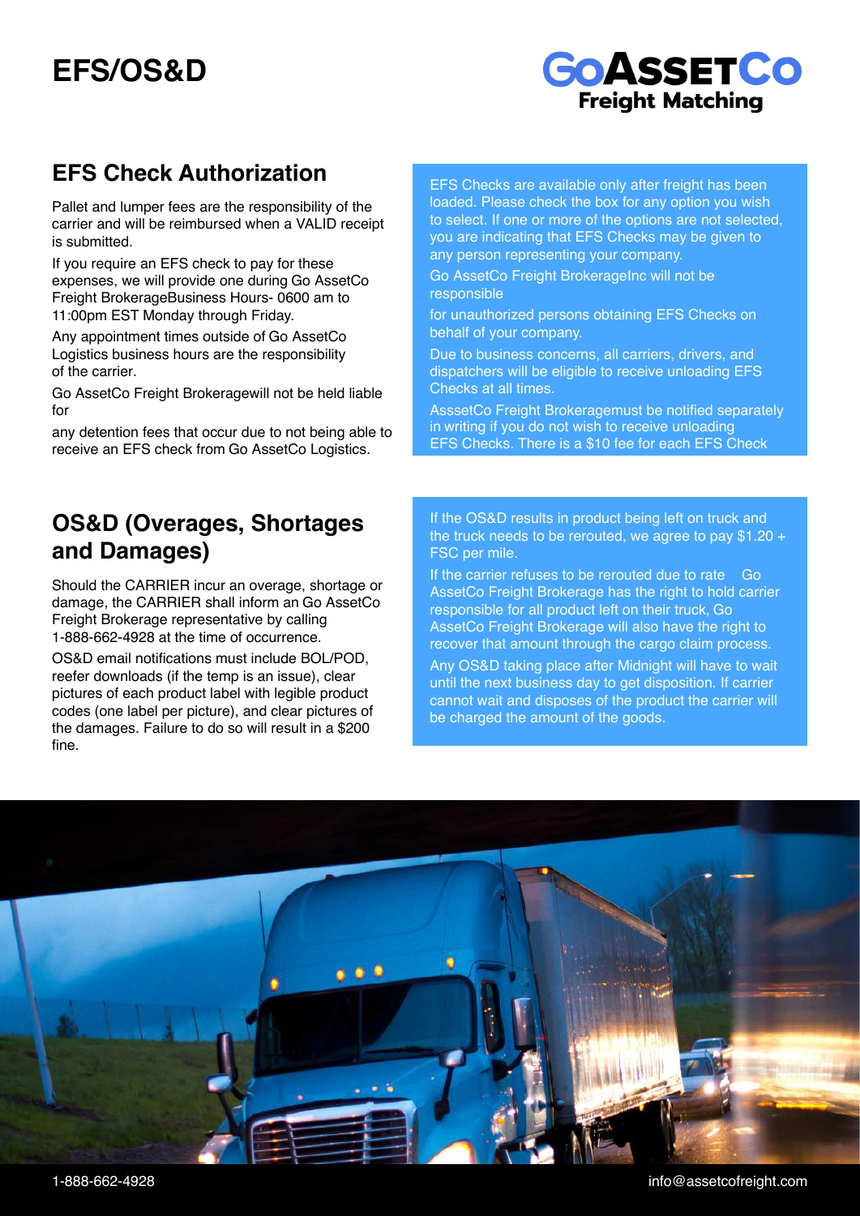# EFS/OS&D

GoAssetCo
Freight Matching

## EFS Check Authorization

Pallet and lumper fees are the responsibility of the carrier and will be reimbursed when a VALID receipt is submitted.

If you require an EFS check to pay for these expenses, we will provide one during Go AssetCo Freight BrokerageBusiness Hours- 0600 am to 11:00pm EST Monday through Friday.

Any appointment times outside of Go AssetCo Logistics business hours are the responsibility of the carrier.

Go AssetCo Freight Brokeragewill not be held liable for

any detention fees that occur due to not being able to receive an EFS check from Go AssetCo Logistics.

EFS Checks are available only after freight has been loaded. Please check the box for any option you wish to select. If one or more of the options are not selected, you are indicating that EFS Checks may be given to any person representing your company.

Go AssetCo Freight BrokerageInc will not be responsible

for unauthorized persons obtaining EFS Checks on behalf of your company.

Due to business concerns, all carriers, drivers, and dispatchers will be eligible to receive unloading EFS Checks at all times.

AsssetCo Freight Brokeragemust be notified separately in writing if you do not wish to receive unloading EFS Checks. There is a $10 fee for each EFS Check

## OS&D (Overages, Shortages and Damages)

Should the CARRIER incur an overage, shortage or damage, the CARRIER shall inform an Go AssetCo Freight Brokerage representative by calling 1-888-662-4928 at the time of occurrence.

OS&D email notifications must include BOL/POD, reefer downloads (if the temp is an issue), clear pictures of each product label with legible product codes (one label per picture), and clear pictures of the damages. Failure to do so will result in a $200 fine.

If the OS&D results in product being left on truck and the truck needs to be rerouted, we agree to pay $1.20 + FSC per mile.

If the carrier refuses to be rerouted due to rate Go AssetCo Freight Brokerage has the right to hold carrier responsible for all product left on their truck, Go AssetCo Freight Brokerage will also have the right to recover that amount through the cargo claim process.

Any OS&D taking place after Midnight will have to wait until the next business day to get disposition. If carrier cannot wait and disposes of the product the carrier will be charged the amount of the goods.

1-888-662-4928 info@assetcofreight.com